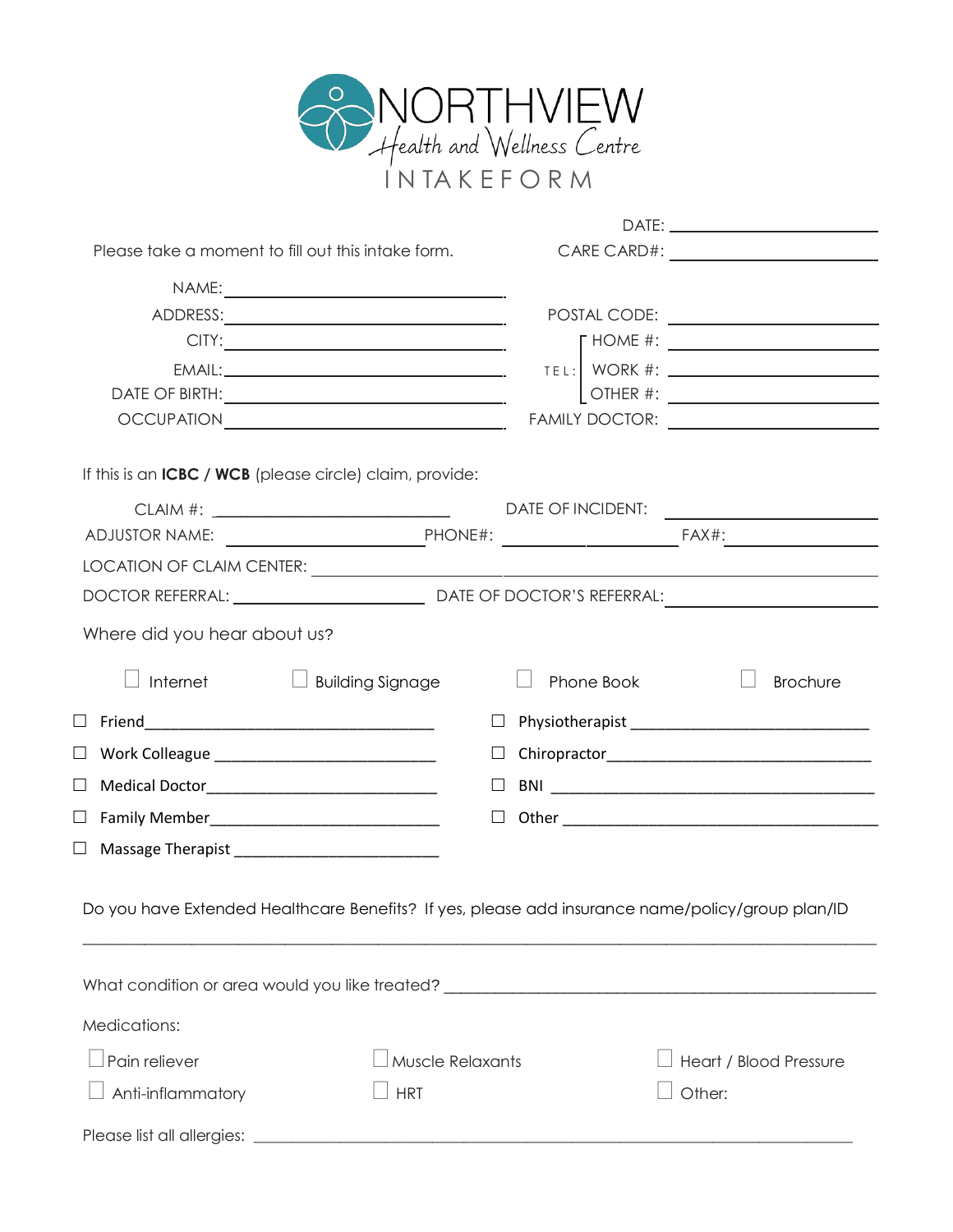# NORTHVIEW

*Health and Wellness Centre*

## INTAKE FORM

Please take a moment to fill out this intake form.

DATE: ____________________

CARE CARD#: ____________________

NAME: ______________________________

ADDRESS: ______________________________

CITY: ______________________________

EMAIL: ______________________________

DATE OF BIRTH: ______________________________

OCCUPATION ______________________________

POSTAL CODE: ____________________

TEL:
- HOME #: ____________________
- WORK #: ____________________
- OTHER #: ____________________

FAMILY DOCTOR: ____________________

If this is an **ICBC / WCB** (please circle) claim, provide:

CLAIM #: ____________________ DATE OF INCIDENT: ____________________

ADJUSTOR NAME: ____________________ PHONE#: ____________________ FAX#: ____________________

LOCATION OF CLAIM CENTER: ______________________________

DOCTOR REFERRAL: ____________________ DATE OF DOCTOR'S REFERRAL: ____________________

Where did you hear about us?

- ☐ Internet
- ☐ Building Signage
- ☐ Phone Book
- ☐ Brochure
- ☐ Friend____________________
- ☐ Work Colleague ____________________
- ☐ Medical Doctor____________________
- ☐ Family Member____________________
- ☐ Massage Therapist ____________________
- ☐ Physiotherapist ____________________
- ☐ Chiropractor____________________
- ☐ BNI ____________________
- ☐ Other ____________________

Do you have Extended Healthcare Benefits? If yes, please add insurance name/policy/group plan/ID

______________________________________________________________

What condition or area would you like treated? ______________________________

Medications:

- ☐ Pain reliever
- ☐ Muscle Relaxants
- ☐ Heart / Blood Pressure
- ☐ Anti-inflammatory
- ☐ HRT
- ☐ Other:

Please list all allergies: ______________________________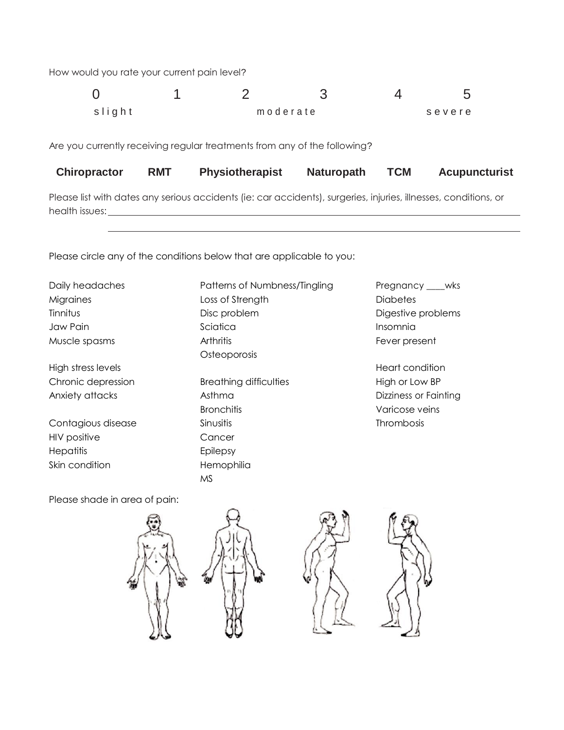How would you rate your current pain level?

| 0 | 1 | 2 | 3 | 4 | 5 |
|---|---|---|---|---|---|
| slight | | moderate | | | severe |

Are you currently receiving regular treatments from any of the following?

**Chiropractor** **RMT** **Physiotherapist** **Naturopath** **TCM** **Acupuncturist**

Please list with dates any serious accidents (ie: car accidents), surgeries, injuries, illnesses, conditions, or health issues: ______________________________________________________________________________

______________________________________________________________________________

Please circle any of the conditions below that are applicable to you:

Daily headaches
Migraines
Tinnitus
Jaw Pain
Muscle spasms

High stress levels
Chronic depression
Anxiety attacks

Contagious disease
HIV positive
Hepatitis
Skin condition

Patterns of Numbness/Tingling
Loss of Strength
Disc problem
Sciatica
Arthritis
Osteoporosis

Breathing difficulties
Asthma
Bronchitis
Sinusitis
Cancer
Epilepsy
Hemophilia
MS

Pregnancy ____wks
Diabetes
Digestive problems
Insomnia
Fever present

Heart condition
High or Low BP
Dizziness or Fainting
Varicose veins
Thrombosis

Please shade in area of pain: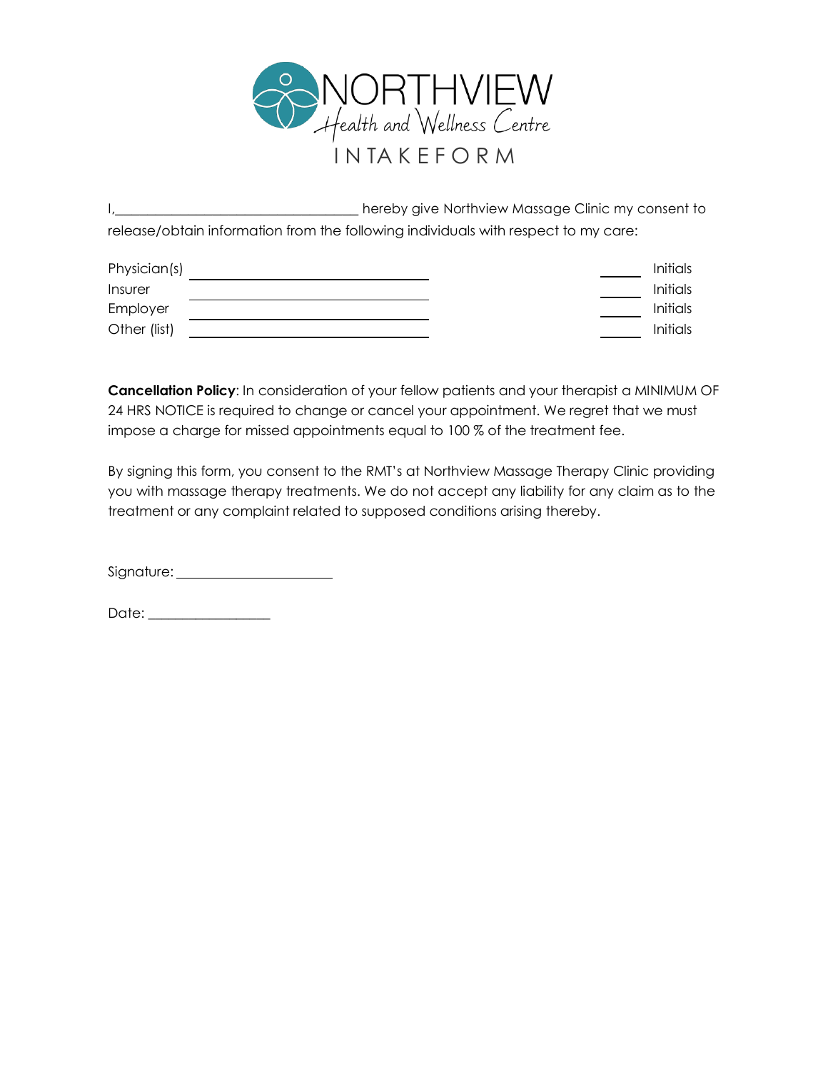# NORTHVIEW

*Health and Wellness Centre*

## INTAKE FORM

I,_________________________________ hereby give Northview Massage Clinic my consent to release/obtain information from the following individuals with respect to my care:

| | | | |
|---|---|---|---|
| Physician(s) | ______________________________ | _____ | Initials |
| Insurer | ______________________________ | _____ | Initials |
| Employer | ______________________________ | _____ | Initials |
| Other (list) | ______________________________ | _____ | Initials |

**Cancellation Policy**: In consideration of your fellow patients and your therapist a MINIMUM OF 24 HRS NOTICE is required to change or cancel your appointment. We regret that we must impose a charge for missed appointments equal to 100 % of the treatment fee.

By signing this form, you consent to the RMT's at Northview Massage Therapy Clinic providing you with massage therapy treatments. We do not accept any liability for any claim as to the treatment or any complaint related to supposed conditions arising thereby.

Signature: ______________________

Date: __________________